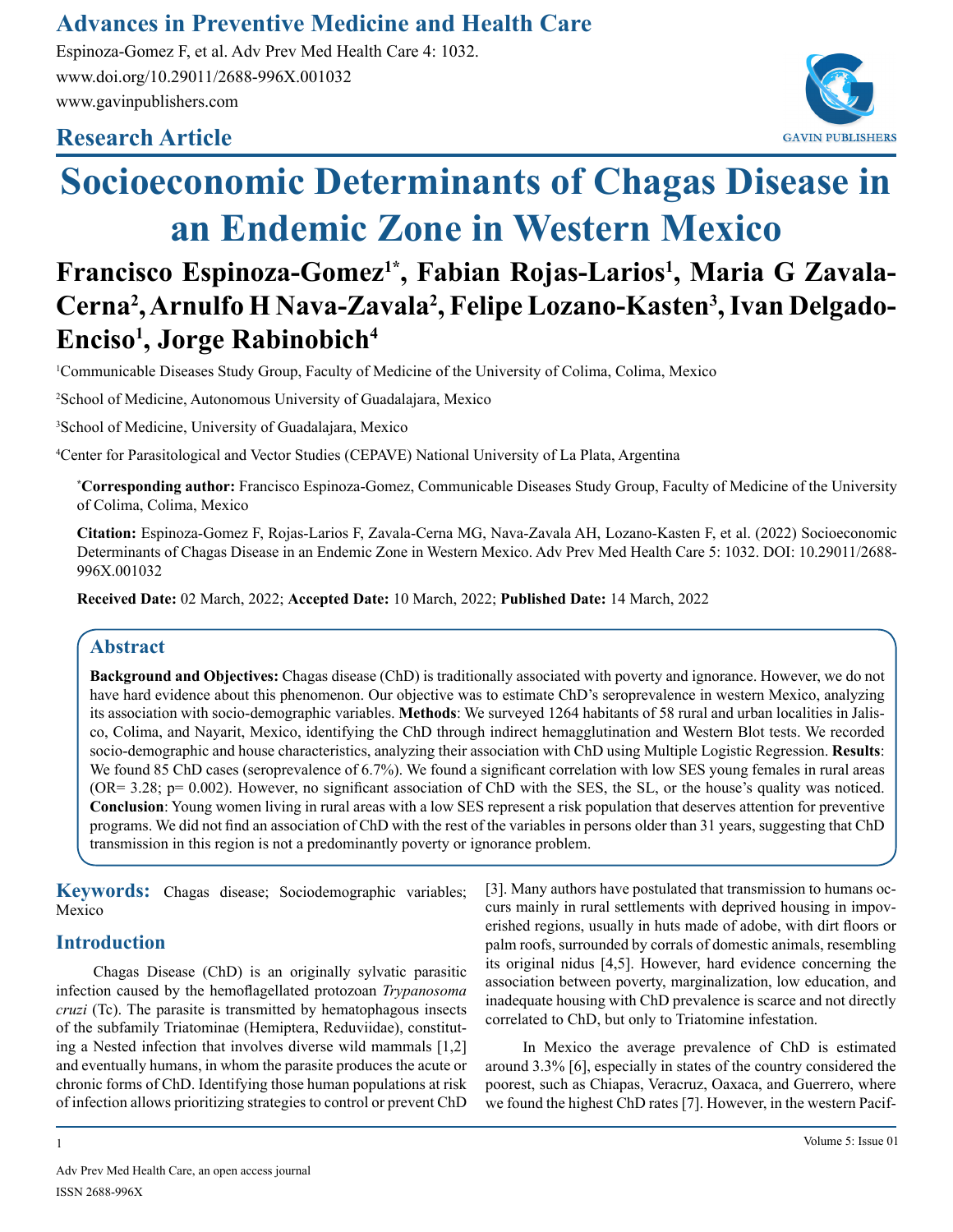# Socioeconomic Determinants of Chagas Disease in an Endemic Zone in Western Mexico

**Francisco Espinoza-Gomez[1*], Fabian Rojas-Larios[1], Maria G Zavala-Cerna[2], Arnulfo H Nava-Zavala[2], Felipe Lozano-Kasten[3], Ivan Delgado-Enciso[1], Jorge Rabinobich[4]**

[1]Communicable Diseases Study Group, Faculty of Medicine of the University of Colima, Colima, Mexico

[2]School of Medicine, Autonomous University of Guadalajara, Mexico

[3]School of Medicine, University of Guadalajara, Mexico

[4]Center for Parasitological and Vector Studies (CEPAVE) National University of La Plata, Argentina

[*]**Corresponding author:** Francisco Espinoza-Gomez, Communicable Diseases Study Group, Faculty of Medicine of the University of Colima, Colima, Mexico

**Citation:** Espinoza-Gomez F, Rojas-Larios F, Zavala-Cerna MG, Nava-Zavala AH, Lozano-Kasten F, et al. (2022) Socioeconomic Determinants of Chagas Disease in an Endemic Zone in Western Mexico. Adv Prev Med Health Care 5: 1032. DOI: 10.29011/2688-996X.001032

**Received Date:** 02 March, 2022; **Accepted Date:** 10 March, 2022; **Published Date:** 14 March, 2022

## Abstract

**Background and Objectives:** Chagas disease (ChD) is traditionally associated with poverty and ignorance. However, we do not have hard evidence about this phenomenon. Our objective was to estimate ChD's seroprevalence in western Mexico, analyzing its association with socio-demographic variables. **Methods**: We surveyed 1264 habitants of 58 rural and urban localities in Jalisco, Colima, and Nayarit, Mexico, identifying the ChD through indirect hemagglutination and Western Blot tests. We recorded socio-demographic and house characteristics, analyzing their association with ChD using Multiple Logistic Regression. **Results**: We found 85 ChD cases (seroprevalence of 6.7%). We found a significant correlation with low SES young females in rural areas (OR= 3.28; p= 0.002). However, no significant association of ChD with the SES, the SL, or the house's quality was noticed. **Conclusion**: Young women living in rural areas with a low SES represent a risk population that deserves attention for preventive programs. We did not find an association of ChD with the rest of the variables in persons older than 31 years, suggesting that ChD transmission in this region is not a predominantly poverty or ignorance problem.

**Keywords:** Chagas disease; Sociodemographic variables; Mexico

## Introduction

Chagas Disease (ChD) is an originally sylvatic parasitic infection caused by the hemoflagellated protozoan *Trypanosoma cruzi* (Tc). The parasite is transmitted by hematophagous insects of the subfamily Triatominae (Hemiptera, Reduviidae), constituting a Nested infection that involves diverse wild mammals [1,2] and eventually humans, in whom the parasite produces the acute or chronic forms of ChD. Identifying those human populations at risk of infection allows prioritizing strategies to control or prevent ChD [3]. Many authors have postulated that transmission to humans occurs mainly in rural settlements with deprived housing in impoverished regions, usually in huts made of adobe, with dirt floors or palm roofs, surrounded by corrals of domestic animals, resembling its original nidus [4,5]. However, hard evidence concerning the association between poverty, marginalization, low education, and inadequate housing with ChD prevalence is scarce and not directly correlated to ChD, but only to Triatomine infestation.

In Mexico the average prevalence of ChD is estimated around 3.3% [6], especially in states of the country considered the poorest, such as Chiapas, Veracruz, Oaxaca, and Guerrero, where we found the highest ChD rates [7]. However, in the western Pacif-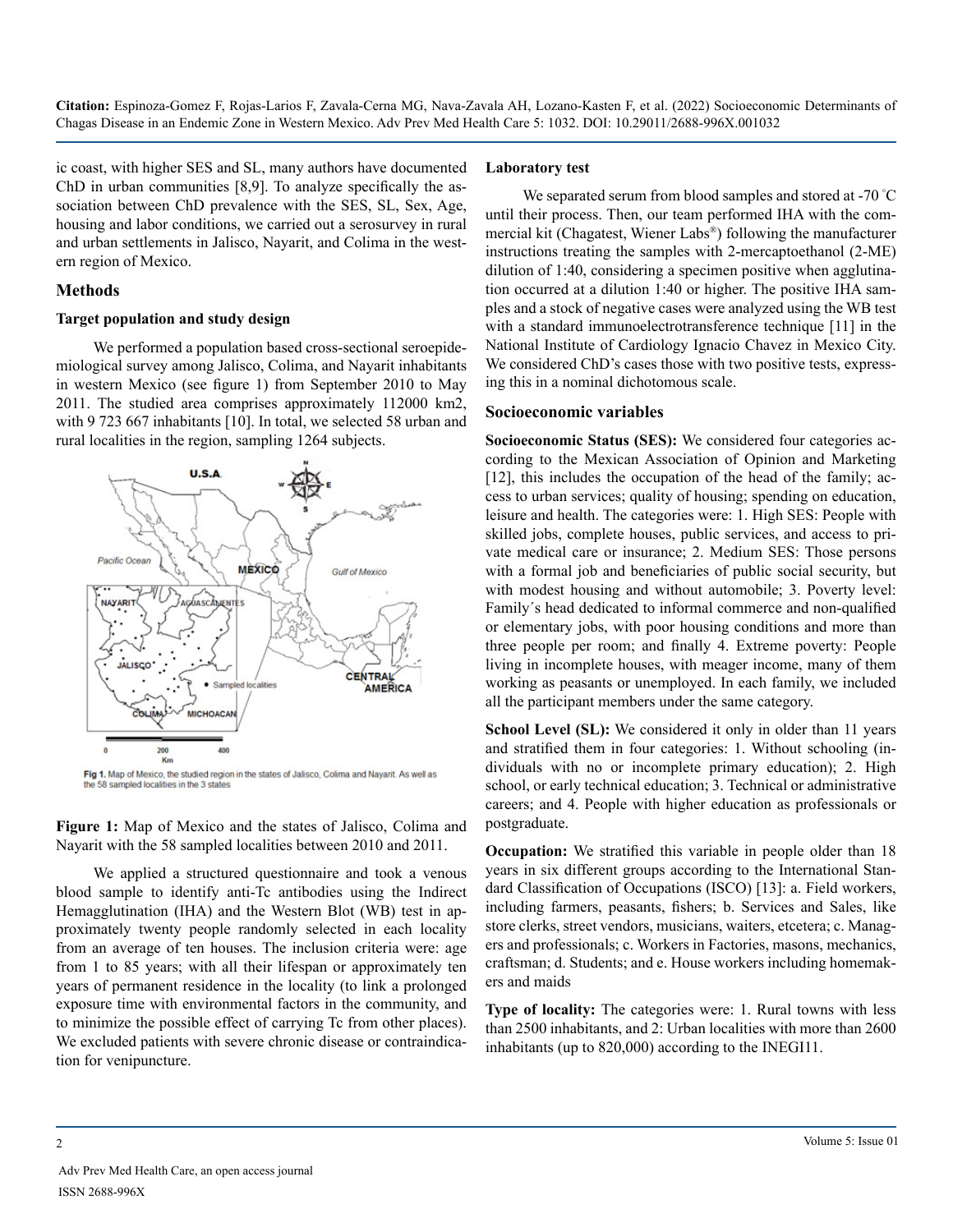ic coast, with higher SES and SL, many authors have documented ChD in urban communities [8,9]. To analyze specifically the association between ChD prevalence with the SES, SL, Sex, Age, housing and labor conditions, we carried out a serosurvey in rural and urban settlements in Jalisco, Nayarit, and Colima in the western region of Mexico.

## Methods

### Target population and study design

We performed a population based cross-sectional seroepidemiological survey among Jalisco, Colima, and Nayarit inhabitants in western Mexico (see figure 1) from September 2010 to May 2011. The studied area comprises approximately 112000 km2, with 9 723 667 inhabitants [10]. In total, we selected 58 urban and rural localities in the region, sampling 1264 subjects.

Fig 1. Map of Mexico, the studied region in the states of Jalisco, Colima and Nayarit. As well as the 58 sampled localities in the 3 states

**Figure 1:** Map of Mexico and the states of Jalisco, Colima and Nayarit with the 58 sampled localities between 2010 and 2011.

We applied a structured questionnaire and took a venous blood sample to identify anti-Tc antibodies using the Indirect Hemagglutination (IHA) and the Western Blot (WB) test in approximately twenty people randomly selected in each locality from an average of ten houses. The inclusion criteria were: age from 1 to 85 years; with all their lifespan or approximately ten years of permanent residence in the locality (to link a prolonged exposure time with environmental factors in the community, and to minimize the possible effect of carrying Tc from other places). We excluded patients with severe chronic disease or contraindication for venipuncture.

### Laboratory test

We separated serum from blood samples and stored at -70 °C until their process. Then, our team performed IHA with the commercial kit (Chagatest, Wiener Labs®) following the manufacturer instructions treating the samples with 2-mercaptoethanol (2-ME) dilution of 1:40, considering a specimen positive when agglutination occurred at a dilution 1:40 or higher. The positive IHA samples and a stock of negative cases were analyzed using the WB test with a standard immunoelectrotransference technique [11] in the National Institute of Cardiology Ignacio Chavez in Mexico City. We considered ChD's cases those with two positive tests, expressing this in a nominal dichotomous scale.

### Socioeconomic variables

**Socioeconomic Status (SES):** We considered four categories according to the Mexican Association of Opinion and Marketing [12], this includes the occupation of the head of the family; access to urban services; quality of housing; spending on education, leisure and health. The categories were: 1. High SES: People with skilled jobs, complete houses, public services, and access to private medical care or insurance; 2. Medium SES: Those persons with a formal job and beneficiaries of public social security, but with modest housing and without automobile; 3. Poverty level: Family´s head dedicated to informal commerce and non-qualified or elementary jobs, with poor housing conditions and more than three people per room; and finally 4. Extreme poverty: People living in incomplete houses, with meager income, many of them working as peasants or unemployed. In each family, we included all the participant members under the same category.

**School Level (SL):** We considered it only in older than 11 years and stratified them in four categories: 1. Without schooling (individuals with no or incomplete primary education); 2. High school, or early technical education; 3. Technical or administrative careers; and 4. People with higher education as professionals or postgraduate.

**Occupation:** We stratified this variable in people older than 18 years in six different groups according to the International Standard Classification of Occupations (ISCO) [13]: a. Field workers, including farmers, peasants, fishers; b. Services and Sales, like store clerks, street vendors, musicians, waiters, etcetera; c. Managers and professionals; c. Workers in Factories, masons, mechanics, craftsman; d. Students; and e. House workers including homemakers and maids

**Type of locality:** The categories were: 1. Rural towns with less than 2500 inhabitants, and 2: Urban localities with more than 2600 inhabitants (up to 820,000) according to the INEGI11.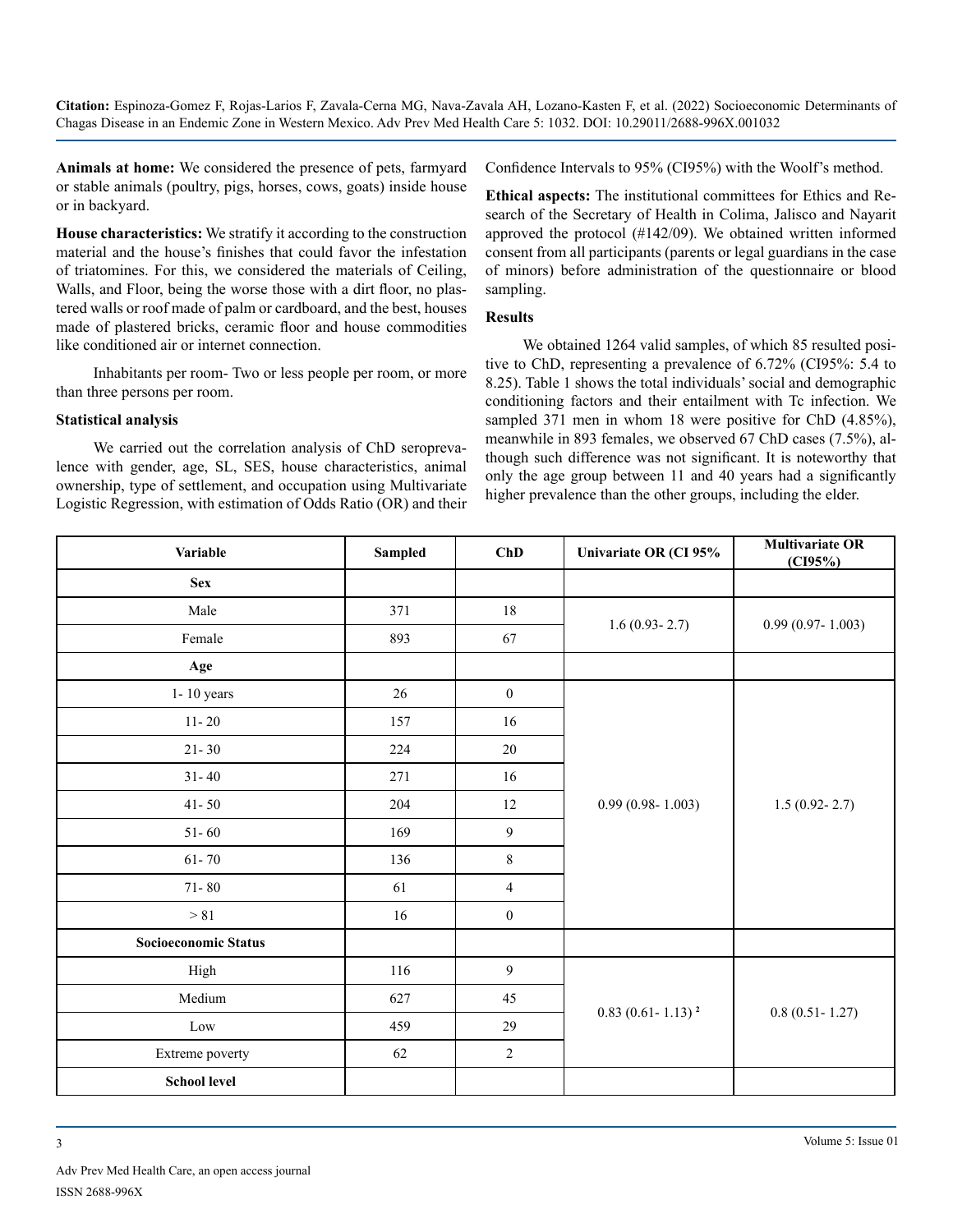**Animals at home:** We considered the presence of pets, farmyard or stable animals (poultry, pigs, horses, cows, goats) inside house or in backyard.

**House characteristics:** We stratify it according to the construction material and the house's finishes that could favor the infestation of triatomines. For this, we considered the materials of Ceiling, Walls, and Floor, being the worse those with a dirt floor, no plastered walls or roof made of palm or cardboard, and the best, houses made of plastered bricks, ceramic floor and house commodities like conditioned air or internet connection.

Inhabitants per room- Two or less people per room, or more than three persons per room.

### Statistical analysis

We carried out the correlation analysis of ChD seroprevalence with gender, age, SL, SES, house characteristics, animal ownership, type of settlement, and occupation using Multivariate Logistic Regression, with estimation of Odds Ratio (OR) and their Confidence Intervals to 95% (CI95%) with the Woolf's method.

**Ethical aspects:** The institutional committees for Ethics and Research of the Secretary of Health in Colima, Jalisco and Nayarit approved the protocol (#142/09). We obtained written informed consent from all participants (parents or legal guardians in the case of minors) before administration of the questionnaire or blood sampling.

### Results

We obtained 1264 valid samples, of which 85 resulted positive to ChD, representing a prevalence of 6.72% (CI95%: 5.4 to 8.25). Table 1 shows the total individuals' social and demographic conditioning factors and their entailment with Tc infection. We sampled 371 men in whom 18 were positive for ChD (4.85%), meanwhile in 893 females, we observed 67 ChD cases (7.5%), although such difference was not significant. It is noteworthy that only the age group between 11 and 40 years had a significantly higher prevalence than the other groups, including the elder.

| Variable | Sampled | ChD | Univariate OR (CI 95% | Multivariate OR (CI95%) |
|---|---|---|---|---|
| **Sex** | | | | |
| Male | 371 | 18 | 1.6 (0.93- 2.7) | 0.99 (0.97- 1.003) |
| Female | 893 | 67 | | |
| **Age** | | | | |
| 1- 10 years | 26 | 0 | 0.99 (0.98- 1.003) | 1.5 (0.92- 2.7) |
| 11- 20 | 157 | 16 | | |
| 21- 30 | 224 | 20 | | |
| 31- 40 | 271 | 16 | | |
| 41- 50 | 204 | 12 | | |
| 51- 60 | 169 | 9 | | |
| 61- 70 | 136 | 8 | | |
| 71- 80 | 61 | 4 | | |
| > 81 | 16 | 0 | | |
| **Socioeconomic Status** | | | | |
| High | 116 | 9 | 0.83 (0.61- 1.13) [2] | 0.8 (0.51- 1.27) |
| Medium | 627 | 45 | | |
| Low | 459 | 29 | | |
| Extreme poverty | 62 | 2 | | |
| **School level** | | | | |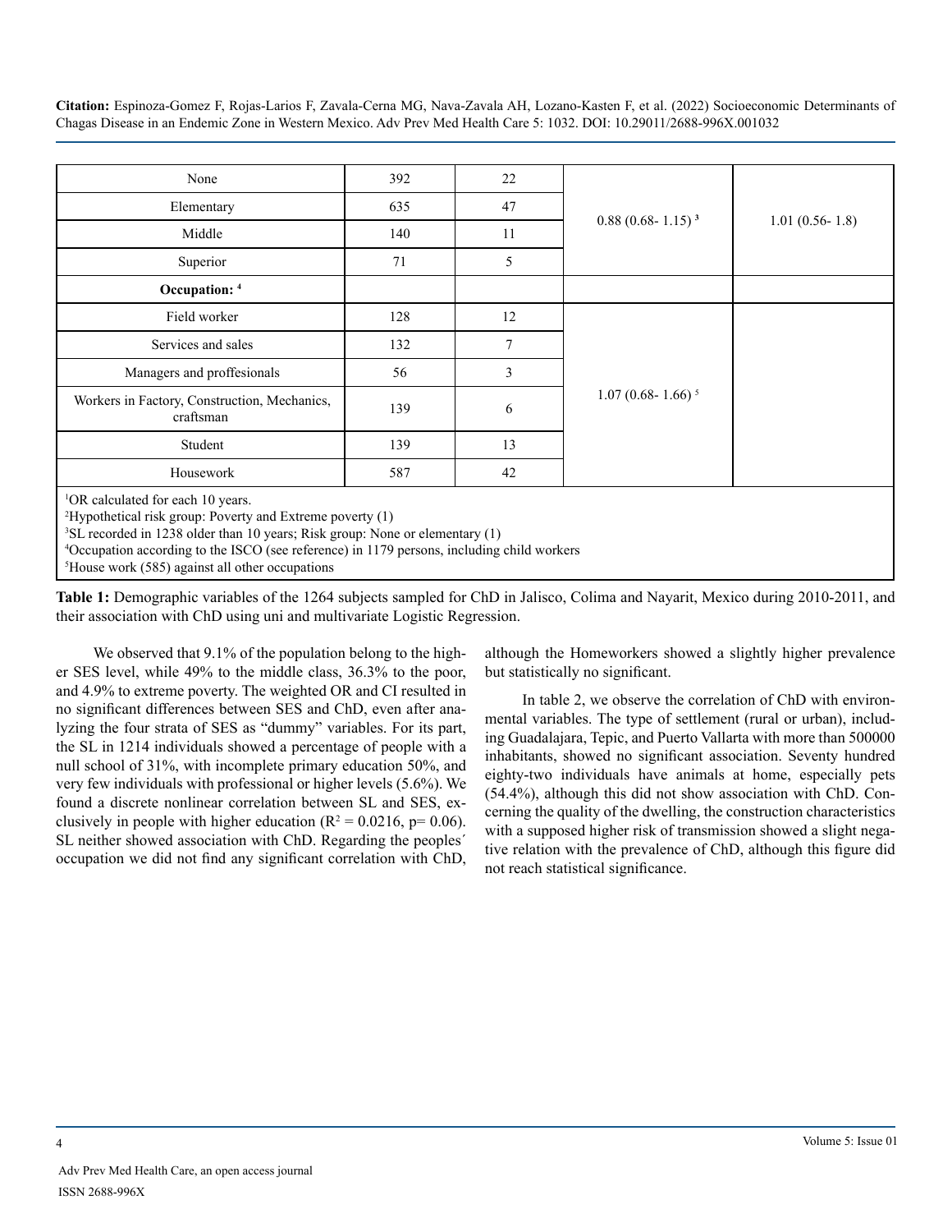| | | | | |
|---|---|---|---|---|
| None | 392 | 22 | 0.88 (0.68- 1.15) [3] | 1.01 (0.56- 1.8) |
| Elementary | 635 | 47 | | |
| Middle | 140 | 11 | | |
| Superior | 71 | 5 | | |
| **Occupation:** [4] | | | | |
| Field worker | 128 | 12 | 1.07 (0.68- 1.66) [5] | |
| Services and sales | 132 | 7 | | |
| Managers and proffesionals | 56 | 3 | | |
| Workers in Factory, Construction, Mechanics, craftsman | 139 | 6 | | |
| Student | 139 | 13 | | |
| Housework | 587 | 42 | | |

[1]OR calculated for each 10 years.
[2]Hypothetical risk group: Poverty and Extreme poverty (1)
[3]SL recorded in 1238 older than 10 years; Risk group: None or elementary (1)
[4]Occupation according to the ISCO (see reference) in 1179 persons, including child workers
[5]House work (585) against all other occupations

**Table 1:** Demographic variables of the 1264 subjects sampled for ChD in Jalisco, Colima and Nayarit, Mexico during 2010-2011, and their association with ChD using uni and multivariate Logistic Regression.

We observed that 9.1% of the population belong to the higher SES level, while 49% to the middle class, 36.3% to the poor, and 4.9% to extreme poverty. The weighted OR and CI resulted in no significant differences between SES and ChD, even after analyzing the four strata of SES as "dummy" variables. For its part, the SL in 1214 individuals showed a percentage of people with a null school of 31%, with incomplete primary education 50%, and very few individuals with professional or higher levels (5.6%). We found a discrete nonlinear correlation between SL and SES, exclusively in people with higher education ($R^2 = 0.0216$, $p = 0.06$). SL neither showed association with ChD. Regarding the peoples´ occupation we did not find any significant correlation with ChD, although the Homeworkers showed a slightly higher prevalence but statistically no significant.

In table 2, we observe the correlation of ChD with environmental variables. The type of settlement (rural or urban), including Guadalajara, Tepic, and Puerto Vallarta with more than 500000 inhabitants, showed no significant association. Seventy hundred eighty-two individuals have animals at home, especially pets (54.4%), although this did not show association with ChD. Concerning the quality of the dwelling, the construction characteristics with a supposed higher risk of transmission showed a slight negative relation with the prevalence of ChD, although this figure did not reach statistical significance.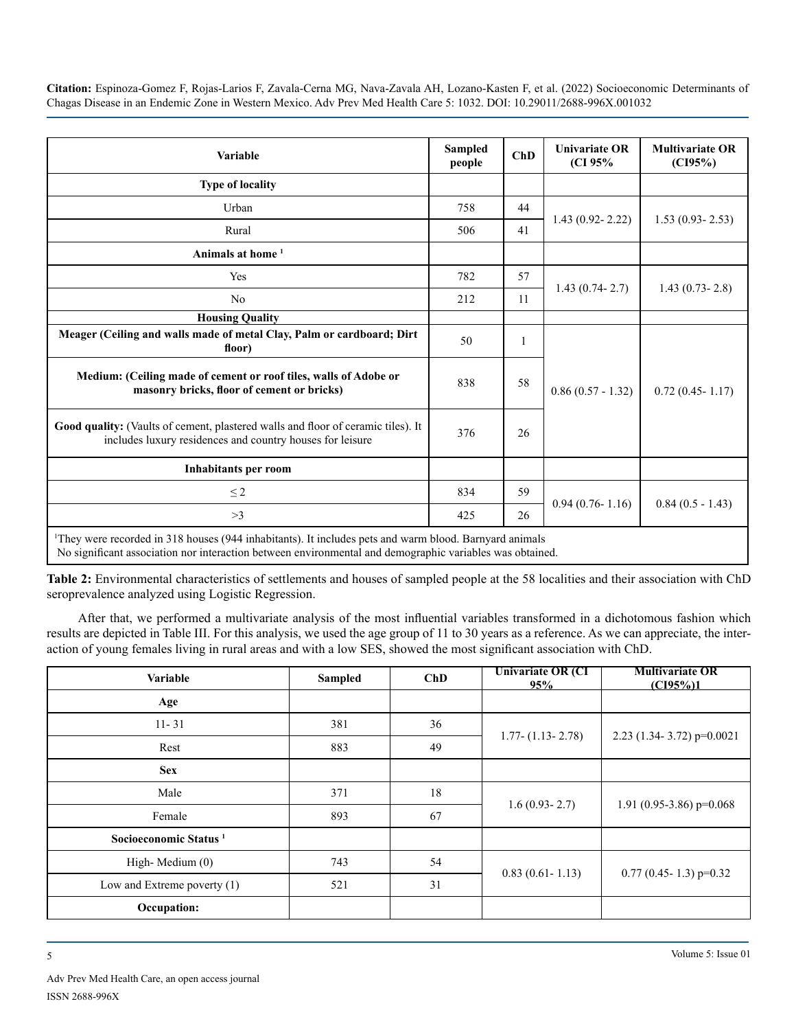| Variable | Sampled people | ChD | Univariate OR (CI 95% | Multivariate OR (CI95%) |
|---|---|---|---|---|
| **Type of locality** | | | | |
| Urban | 758 | 44 | 1.43 (0.92- 2.22) | 1.53 (0.93- 2.53) |
| Rural | 506 | 41 | | |
| **Animals at home** [1] | | | | |
| Yes | 782 | 57 | 1.43 (0.74- 2.7) | 1.43 (0.73- 2.8) |
| No | 212 | 11 | | |
| **Housing Quality** | | | | |
| **Meager (Ceiling and walls made of metal Clay, Palm or cardboard; Dirt floor)** | 50 | 1 | 0.86 (0.57 - 1.32) | 0.72 (0.45- 1.17) |
| **Medium: (Ceiling made of cement or roof tiles, walls of Adobe or masonry bricks, floor of cement or bricks)** | 838 | 58 | | |
| **Good quality:** (Vaults of cement, plastered walls and floor of ceramic tiles). It includes luxury residences and country houses for leisure | 376 | 26 | | |
| **Inhabitants per room** | | | | |
| ≤ 2 | 834 | 59 | 0.94 (0.76- 1.16) | 0.84 (0.5 - 1.43) |
| >3 | 425 | 26 | | |

[1]They were recorded in 318 houses (944 inhabitants). It includes pets and warm blood. Barnyard animals
No significant association nor interaction between environmental and demographic variables was obtained.

**Table 2:** Environmental characteristics of settlements and houses of sampled people at the 58 localities and their association with ChD seroprevalence analyzed using Logistic Regression.

After that, we performed a multivariate analysis of the most influential variables transformed in a dichotomous fashion which results are depicted in Table III. For this analysis, we used the age group of 11 to 30 years as a reference. As we can appreciate, the interaction of young females living in rural areas and with a low SES, showed the most significant association with ChD.

| Variable | Sampled | ChD | Univariate OR (CI 95% | Multivariate OR (CI95%)1 |
|---|---|---|---|---|
| **Age** | | | | |
| 11- 31 | 381 | 36 | 1.77- (1.13- 2.78) | 2.23 (1.34- 3.72) p=0.0021 |
| Rest | 883 | 49 | | |
| **Sex** | | | | |
| Male | 371 | 18 | 1.6 (0.93- 2.7) | 1.91 (0.95-3.86) p=0.068 |
| Female | 893 | 67 | | |
| **Socioeconomic Status** [1] | | | | |
| High- Medium (0) | 743 | 54 | 0.83 (0.61- 1.13) | 0.77 (0.45- 1.3) p=0.32 |
| Low and Extreme poverty (1) | 521 | 31 | | |
| **Occupation:** | | | | |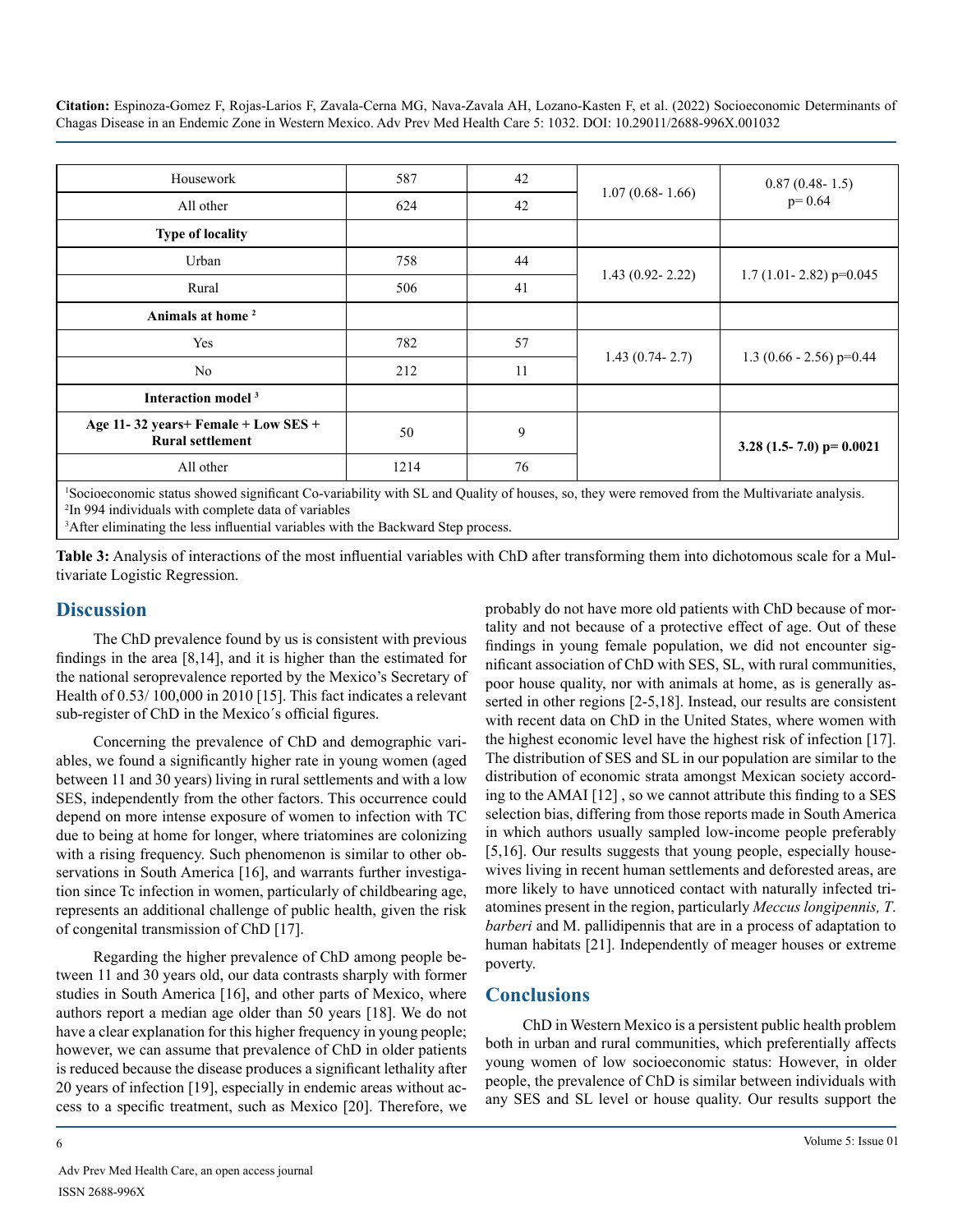| | | | | |
|---|---|---|---|---|
| Housework | 587 | 42 | 1.07 (0.68- 1.66) | 0.87 (0.48- 1.5) p= 0.64 |
| All other | 624 | 42 | | |
| **Type of locality** | | | | |
| Urban | 758 | 44 | 1.43 (0.92- 2.22) | 1.7 (1.01- 2.82) p=0.045 |
| Rural | 506 | 41 | | |
| **Animals at home** [2] | | | | |
| Yes | 782 | 57 | 1.43 (0.74- 2.7) | 1.3 (0.66 - 2.56) p=0.44 |
| No | 212 | 11 | | |
| **Interaction model** [3] | | | | |
| **Age 11- 32 years+ Female + Low SES + Rural settlement** | 50 | 9 | | **3.28 (1.5- 7.0) p= 0.0021** |
| All other | 1214 | 76 | | |

[1]Socioeconomic status showed significant Co-variability with SL and Quality of houses, so, they were removed from the Multivariate analysis.
[2]In 994 individuals with complete data of variables
[3]After eliminating the less influential variables with the Backward Step process.

**Table 3:** Analysis of interactions of the most influential variables with ChD after transforming them into dichotomous scale for a Multivariate Logistic Regression.

## Discussion

The ChD prevalence found by us is consistent with previous findings in the area [8,14], and it is higher than the estimated for the national seroprevalence reported by the Mexico's Secretary of Health of 0.53/ 100,000 in 2010 [15]. This fact indicates a relevant sub-register of ChD in the Mexico´s official figures.

Concerning the prevalence of ChD and demographic variables, we found a significantly higher rate in young women (aged between 11 and 30 years) living in rural settlements and with a low SES, independently from the other factors. This occurrence could depend on more intense exposure of women to infection with TC due to being at home for longer, where triatomines are colonizing with a rising frequency. Such phenomenon is similar to other observations in South America [16], and warrants further investigation since Tc infection in women, particularly of childbearing age, represents an additional challenge of public health, given the risk of congenital transmission of ChD [17].

Regarding the higher prevalence of ChD among people between 11 and 30 years old, our data contrasts sharply with former studies in South America [16], and other parts of Mexico, where authors report a median age older than 50 years [18]. We do not have a clear explanation for this higher frequency in young people; however, we can assume that prevalence of ChD in older patients is reduced because the disease produces a significant lethality after 20 years of infection [19], especially in endemic areas without access to a specific treatment, such as Mexico [20]. Therefore, we probably do not have more old patients with ChD because of mortality and not because of a protective effect of age. Out of these findings in young female population, we did not encounter significant association of ChD with SES, SL, with rural communities, poor house quality, nor with animals at home, as is generally asserted in other regions [2-5,18]. Instead, our results are consistent with recent data on ChD in the United States, where women with the highest economic level have the highest risk of infection [17]. The distribution of SES and SL in our population are similar to the distribution of economic strata amongst Mexican society according to the AMAI [12] , so we cannot attribute this finding to a SES selection bias, differing from those reports made in South America in which authors usually sampled low-income people preferably [5,16]. Our results suggests that young people, especially housewives living in recent human settlements and deforested areas, are more likely to have unnoticed contact with naturally infected triatomines present in the region, particularly *Meccus longipennis, T. barberi* and M. pallidipennis that are in a process of adaptation to human habitats [21]. Independently of meager houses or extreme poverty.

## Conclusions

ChD in Western Mexico is a persistent public health problem both in urban and rural communities, which preferentially affects young women of low socioeconomic status: However, in older people, the prevalence of ChD is similar between individuals with any SES and SL level or house quality. Our results support the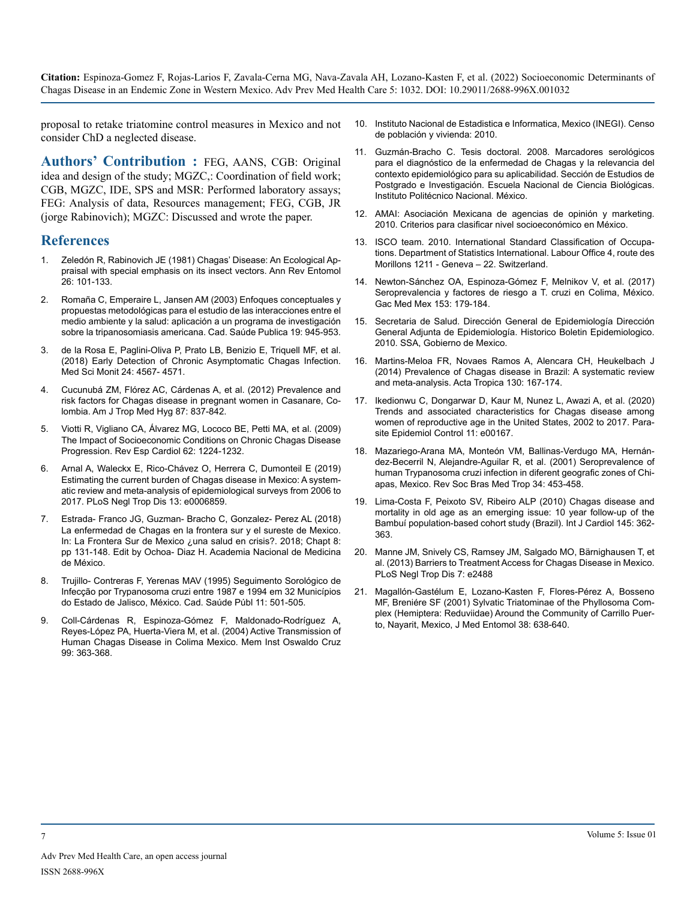proposal to retake triatomine control measures in Mexico and not consider ChD a neglected disease.

**Authors' Contribution :** FEG, AANS, CGB: Original idea and design of the study; MGZC,: Coordination of field work; CGB, MGZC, IDE, SPS and MSR: Performed laboratory assays; FEG: Analysis of data, Resources management; FEG, CGB, JR (jorge Rabinovich); MGZC: Discussed and wrote the paper.

## References

1. Zeledón R, Rabinovich JE (1981) Chagas' Disease: An Ecological Appraisal with special emphasis on its insect vectors. Ann Rev Entomol 26: 101-133.
2. Romaña C, Emperaire L, Jansen AM (2003) Enfoques conceptuales y propuestas metodológicas para el estudio de las interacciones entre el medio ambiente y la salud: aplicación a un programa de investigación sobre la tripanosomiasis americana. Cad. Saúde Publica 19: 945-953.
3. de la Rosa E, Paglini-Oliva P, Prato LB, Benizio E, Triquell MF, et al. (2018) Early Detection of Chronic Asymptomatic Chagas Infection. Med Sci Monit 24: 4567- 4571.
4. Cucunubá ZM, Flórez AC, Cárdenas A, et al. (2012) Prevalence and risk factors for Chagas disease in pregnant women in Casanare, Colombia. Am J Trop Med Hyg 87: 837-842.
5. Viotti R, Vigliano CA, Álvarez MG, Lococo BE, Petti MA, et al. (2009) The Impact of Socioeconomic Conditions on Chronic Chagas Disease Progression. Rev Esp Cardiol 62: 1224-1232.
6. Arnal A, Waleckx E, Rico-Chávez O, Herrera C, Dumonteil E (2019) Estimating the current burden of Chagas disease in Mexico: A systematic review and meta-analysis of epidemiological surveys from 2006 to 2017. PLoS Negl Trop Dis 13: e0006859.
7. Estrada- Franco JG, Guzman- Bracho C, Gonzalez- Perez AL (2018) La enfermedad de Chagas en la frontera sur y el sureste de Mexico. In: La Frontera Sur de Mexico ¿una salud en crisis?. 2018; Chapt 8: pp 131-148. Edit by Ochoa- Diaz H. Academia Nacional de Medicina de México.
8. Trujillo- Contreras F, Yerenas MAV (1995) Seguimento Sorológico de Infecção por Trypanosoma cruzi entre 1987 e 1994 em 32 Municípios do Estado de Jalisco, México. Cad. Saúde Públ 11: 501-505.
9. Coll-Cárdenas R, Espinoza-Gómez F, Maldonado-Rodríguez A, Reyes-López PA, Huerta-Viera M, et al. (2004) Active Transmission of Human Chagas Disease in Colima Mexico. Mem Inst Oswaldo Cruz 99: 363-368.
10. Instituto Nacional de Estadistica e Informatica, Mexico (INEGI). Censo de población y vivienda: 2010.
11. Guzmán-Bracho C. Tesis doctoral. 2008. Marcadores serológicos para el diagnóstico de la enfermedad de Chagas y la relevancia del contexto epidemiológico para su aplicabilidad. Sección de Estudios de Postgrado e Investigación. Escuela Nacional de Ciencia Biológicas. Instituto Politécnico Nacional. México.
12. AMAI: Asociación Mexicana de agencias de opinión y marketing. 2010. Criterios para clasificar nivel socioeconómico en México.
13. ISCO team. 2010. International Standard Classification of Occupations. Department of Statistics International. Labour Office 4, route des Morillons 1211 - Geneva – 22. Switzerland.
14. Newton-Sánchez OA, Espinoza-Gómez F, Melnikov V, et al. (2017) Seroprevalencia y factores de riesgo a T. cruzi en Colima, México. Gac Med Mex 153: 179-184.
15. Secretaria de Salud. Dirección General de Epidemiología Dirección General Adjunta de Epidemiología. Historico Boletin Epidemiologico. 2010. SSA, Gobierno de Mexico.
16. Martins-Meloa FR, Novaes Ramos A, Alencara CH, Heukelbach J (2014) Prevalence of Chagas disease in Brazil: A systematic review and meta-analysis. Acta Tropica 130: 167-174.
17. Ikedionwu C, Dongarwar D, Kaur M, Nunez L, Awazi A, et al. (2020) Trends and associated characteristics for Chagas disease among women of reproductive age in the United States, 2002 to 2017. Parasite Epidemiol Control 11: e00167.
18. Mazariego-Arana MA, Monteón VM, Ballinas-Verdugo MA, Hernández-Becerril N, Alejandre-Aguilar R, et al. (2001) Seroprevalence of human Trypanosoma cruzi infection in diferent geografic zones of Chiapas, Mexico. Rev Soc Bras Med Trop 34: 453-458.
19. Lima-Costa F, Peixoto SV, Ribeiro ALP (2010) Chagas disease and mortality in old age as an emerging issue: 10 year follow-up of the Bambuí population-based cohort study (Brazil). Int J Cardiol 145: 362-363.
20. Manne JM, Snively CS, Ramsey JM, Salgado MO, Bärnighausen T, et al. (2013) Barriers to Treatment Access for Chagas Disease in Mexico. PLoS Negl Trop Dis 7: e2488
21. Magallón-Gastélum E, Lozano-Kasten F, Flores-Pérez A, Bosseno MF, Breniére SF (2001) Sylvatic Triatominae of the Phyllosoma Complex (Hemiptera: Reduviidae) Around the Community of Carrillo Puerto, Nayarit, Mexico, J Med Entomol 38: 638-640.